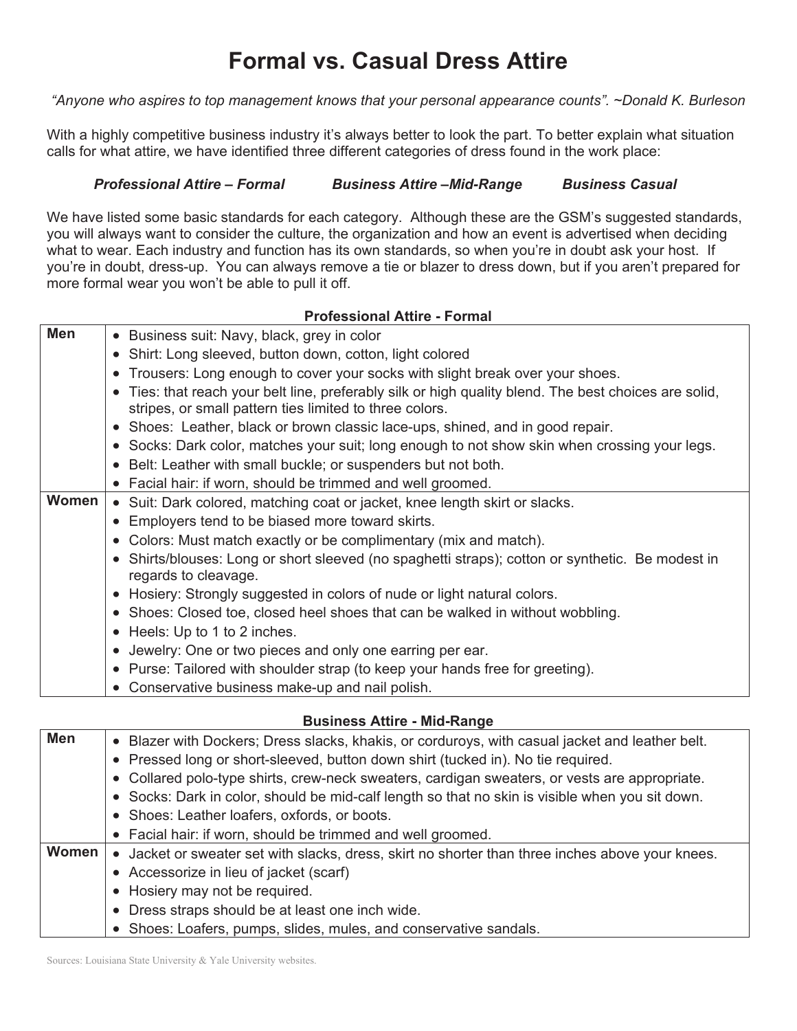# Formal vs. Casual Dress Attire

*"Anyone who aspires to top management knows that your personal appearance counts". ~Donald K. Burleson*

With a highly competitive business industry it's always better to look the part. To better explain what situation calls for what attire, we have identified three different categories of dress found in the work place:

***Professional Attire – Formal*** &nbsp;&nbsp;&nbsp;&nbsp; ***Business Attire –Mid-Range*** &nbsp;&nbsp;&nbsp;&nbsp; ***Business Casual***

We have listed some basic standards for each category. Although these are the GSM's suggested standards, you will always want to consider the culture, the organization and how an event is advertised when deciding what to wear. Each industry and function has its own standards, so when you're in doubt ask your host. If you're in doubt, dress-up. You can always remove a tie or blazer to dress down, but if you aren't prepared for more formal wear you won't be able to pull it off.

**Professional Attire - Formal**

| | |
|---|---|
| **Men** | • Business suit: Navy, black, grey in color<br>• Shirt: Long sleeved, button down, cotton, light colored<br>• Trousers: Long enough to cover your socks with slight break over your shoes.<br>• Ties: that reach your belt line, preferably silk or high quality blend. The best choices are solid, stripes, or small pattern ties limited to three colors.<br>• Shoes: Leather, black or brown classic lace-ups, shined, and in good repair.<br>• Socks: Dark color, matches your suit; long enough to not show skin when crossing your legs.<br>• Belt: Leather with small buckle; or suspenders but not both.<br>• Facial hair: if worn, should be trimmed and well groomed. |
| **Women** | • Suit: Dark colored, matching coat or jacket, knee length skirt or slacks.<br>• Employers tend to be biased more toward skirts.<br>• Colors: Must match exactly or be complimentary (mix and match).<br>• Shirts/blouses: Long or short sleeved (no spaghetti straps); cotton or synthetic. Be modest in regards to cleavage.<br>• Hosiery: Strongly suggested in colors of nude or light natural colors.<br>• Shoes: Closed toe, closed heel shoes that can be walked in without wobbling.<br>• Heels: Up to 1 to 2 inches.<br>• Jewelry: One or two pieces and only one earring per ear.<br>• Purse: Tailored with shoulder strap (to keep your hands free for greeting).<br>• Conservative business make-up and nail polish. |

**Business Attire - Mid-Range**

| | |
|---|---|
| **Men** | • Blazer with Dockers; Dress slacks, khakis, or corduroys, with casual jacket and leather belt.<br>• Pressed long or short-sleeved, button down shirt (tucked in). No tie required.<br>• Collared polo-type shirts, crew-neck sweaters, cardigan sweaters, or vests are appropriate.<br>• Socks: Dark in color, should be mid-calf length so that no skin is visible when you sit down.<br>• Shoes: Leather loafers, oxfords, or boots.<br>• Facial hair: if worn, should be trimmed and well groomed. |
| **Women** | • Jacket or sweater set with slacks, dress, skirt no shorter than three inches above your knees.<br>• Accessorize in lieu of jacket (scarf)<br>• Hosiery may not be required.<br>• Dress straps should be at least one inch wide.<br>• Shoes: Loafers, pumps, slides, mules, and conservative sandals. |

Sources: Louisiana State University & Yale University websites.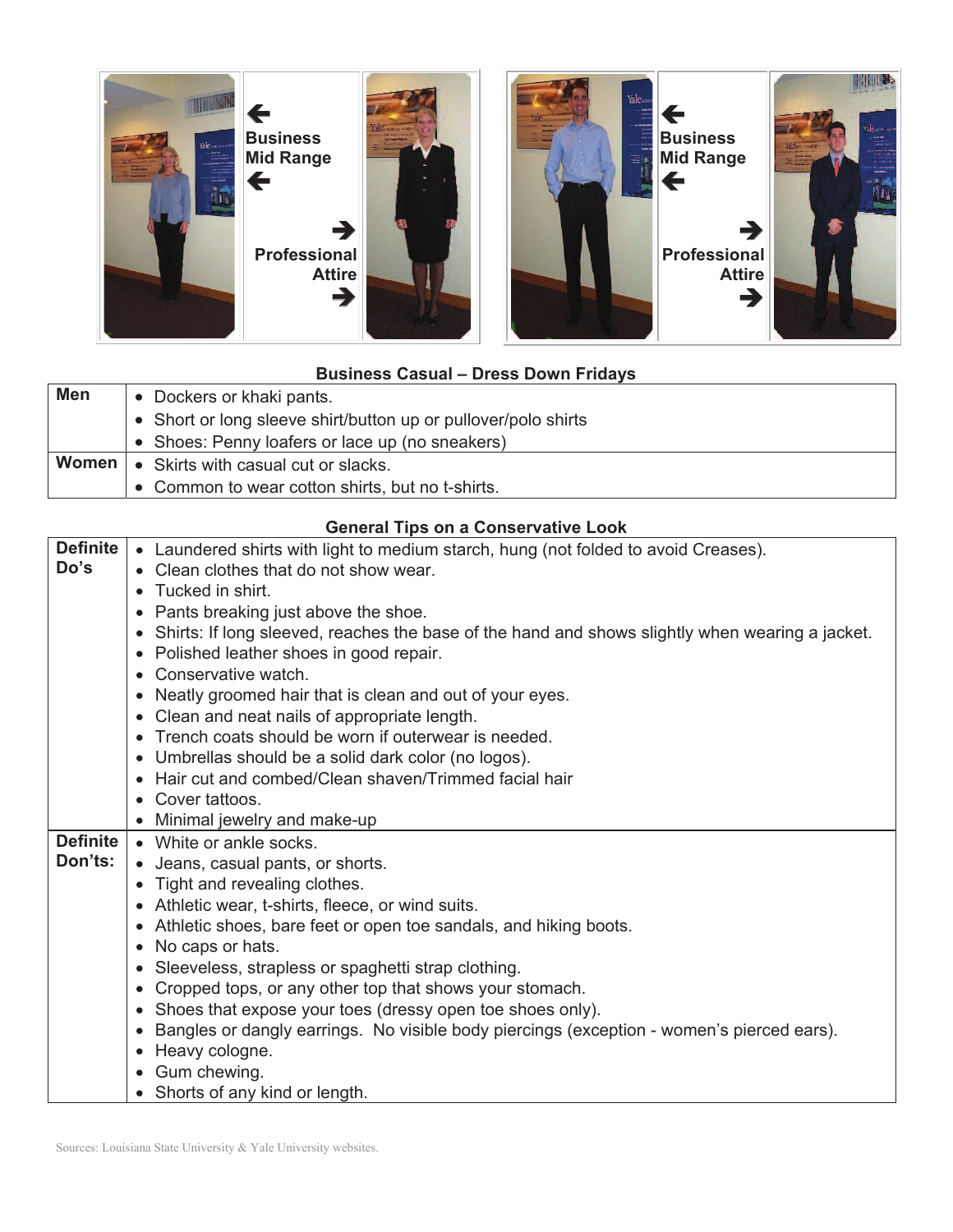Business
Mid Range

Professional
Attire

Business
Mid Range

Professional
Attire

### Business Casual – Dress Down Fridays

| | |
|---|---|
| **Men** | • Dockers or khaki pants.<br>• Short or long sleeve shirt/button up or pullover/polo shirts<br>• Shoes: Penny loafers or lace up (no sneakers) |
| **Women** | • Skirts with casual cut or slacks.<br>• Common to wear cotton shirts, but no t-shirts. |

### General Tips on a Conservative Look

| | |
|---|---|
| **Definite Do's** | • Laundered shirts with light to medium starch, hung (not folded to avoid Creases).<br>• Clean clothes that do not show wear.<br>• Tucked in shirt.<br>• Pants breaking just above the shoe.<br>• Shirts: If long sleeved, reaches the base of the hand and shows slightly when wearing a jacket.<br>• Polished leather shoes in good repair.<br>• Conservative watch.<br>• Neatly groomed hair that is clean and out of your eyes.<br>• Clean and neat nails of appropriate length.<br>• Trench coats should be worn if outerwear is needed.<br>• Umbrellas should be a solid dark color (no logos).<br>• Hair cut and combed/Clean shaven/Trimmed facial hair<br>• Cover tattoos.<br>• Minimal jewelry and make-up |
| **Definite Don'ts:** | • White or ankle socks.<br>• Jeans, casual pants, or shorts.<br>• Tight and revealing clothes.<br>• Athletic wear, t-shirts, fleece, or wind suits.<br>• Athletic shoes, bare feet or open toe sandals, and hiking boots.<br>• No caps or hats.<br>• Sleeveless, strapless or spaghetti strap clothing.<br>• Cropped tops, or any other top that shows your stomach.<br>• Shoes that expose your toes (dressy open toe shoes only).<br>• Bangles or dangly earrings. No visible body piercings (exception - women's pierced ears).<br>• Heavy cologne.<br>• Gum chewing.<br>• Shorts of any kind or length. |

Sources: Louisiana State University & Yale University websites.